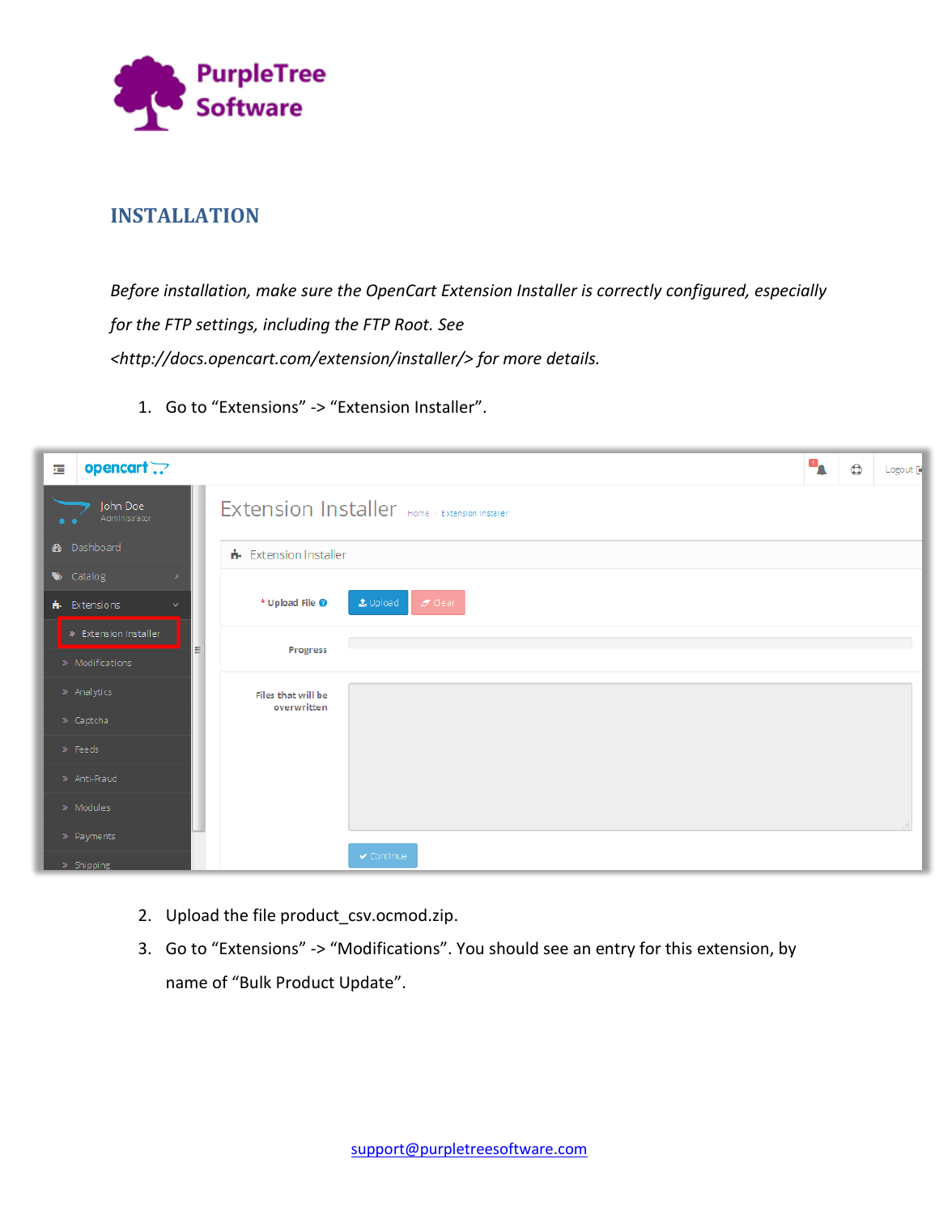PurpleTree Software

## INSTALLATION

*Before installation, make sure the OpenCart Extension Installer is correctly configured, especially for the FTP settings, including the FTP Root. See <http://docs.opencart.com/extension/installer/> for more details.*

1. Go to "Extensions" -> "Extension Installer".
2. Upload the file product_csv.ocmod.zip.
3. Go to "Extensions" -> "Modifications". You should see an entry for this extension, by name of "Bulk Product Update".

support@purpletreesoftware.com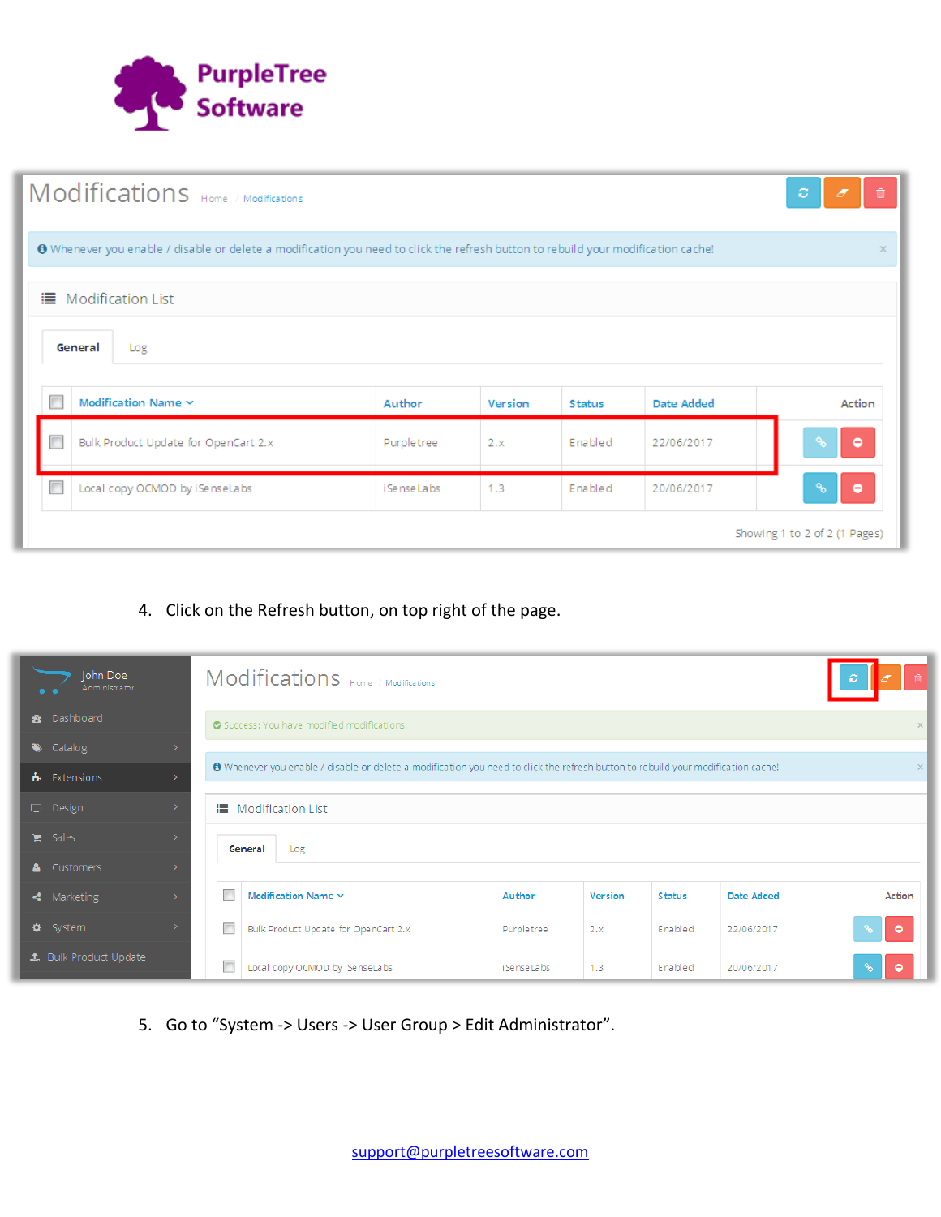4. Click on the Refresh button, on top right of the page.

5. Go to “System -> Users -> User Group > Edit Administrator”.

support@purpletreesoftware.com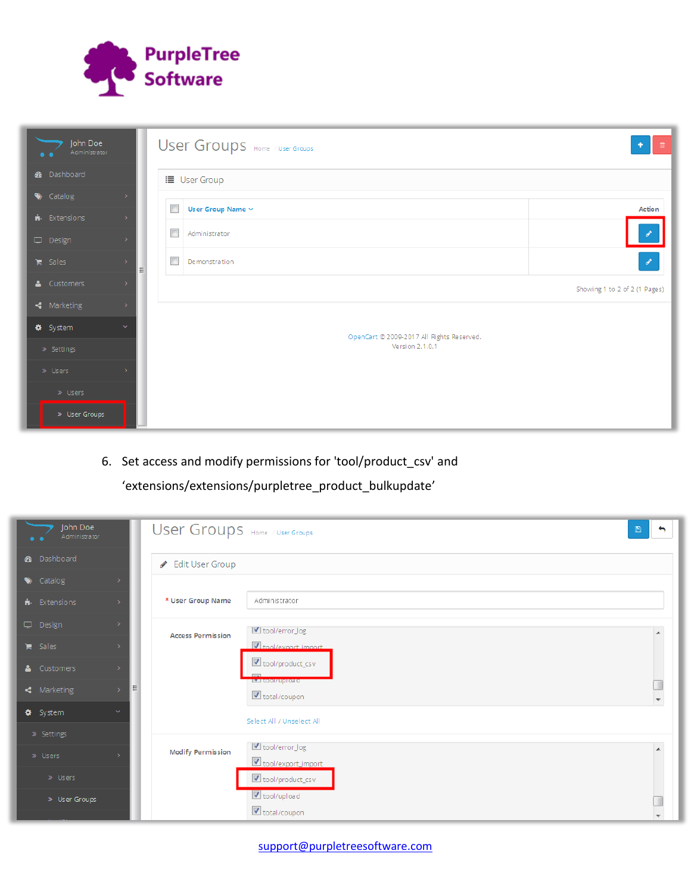6. Set access and modify permissions for 'tool/product_csv' and 'extensions/extensions/purpletree_product_bulkupdate'

support@purpletreesoftware.com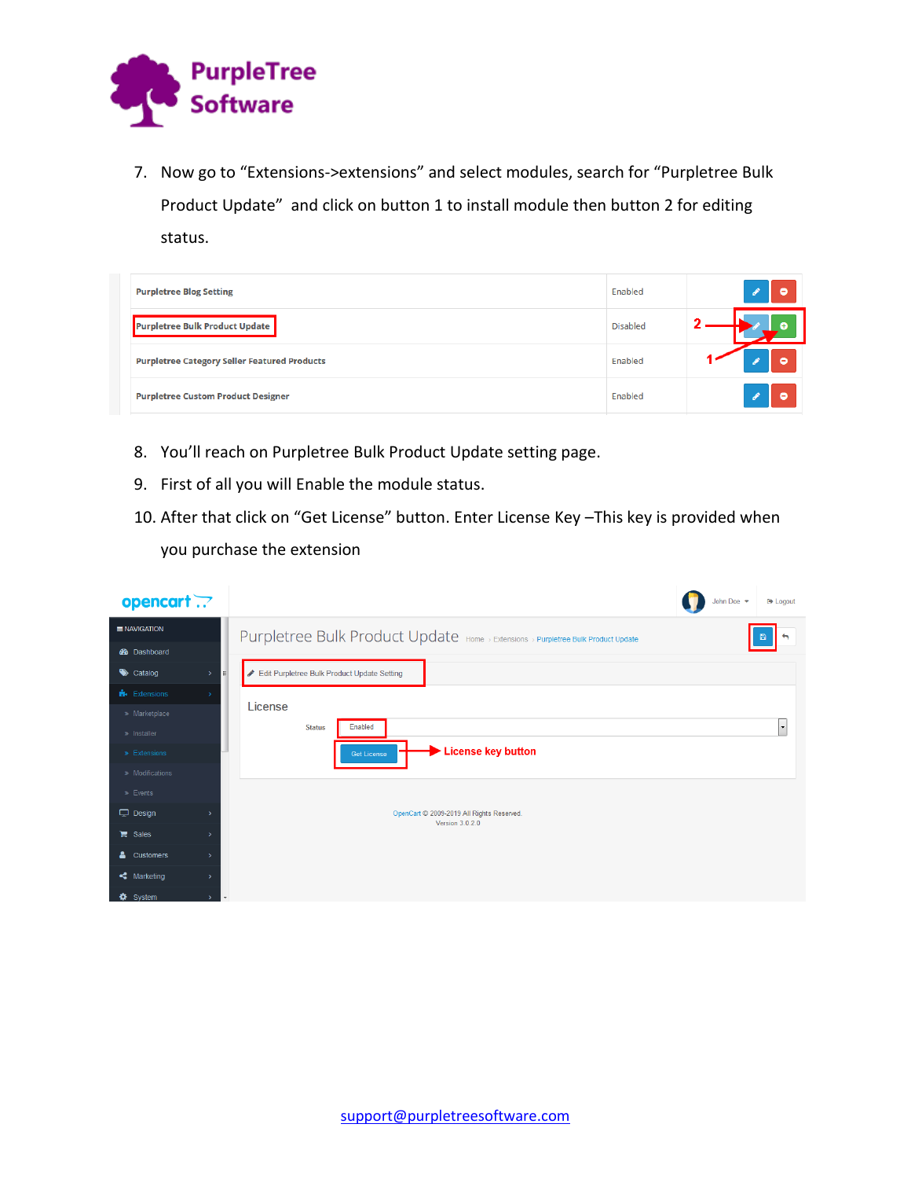7. Now go to "Extensions->extensions" and select modules, search for "Purpletree Bulk Product Update" and click on button 1 to install module then button 2 for editing status.

8. You'll reach on Purpletree Bulk Product Update setting page.
9. First of all you will Enable the module status.
10. After that click on "Get License" button. Enter License Key –This key is provided when you purchase the extension

support@purpletreesoftware.com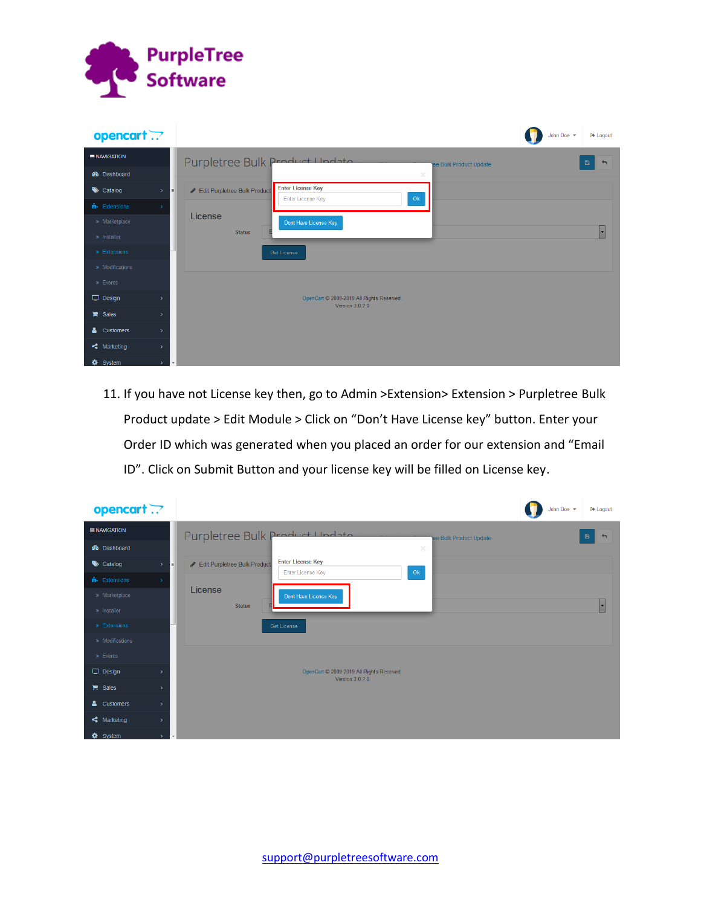11. If you have not License key then, go to Admin >Extension> Extension > Purpletree Bulk Product update > Edit Module > Click on "Don't Have License key" button. Enter your Order ID which was generated when you placed an order for our extension and "Email ID". Click on Submit Button and your license key will be filled on License key.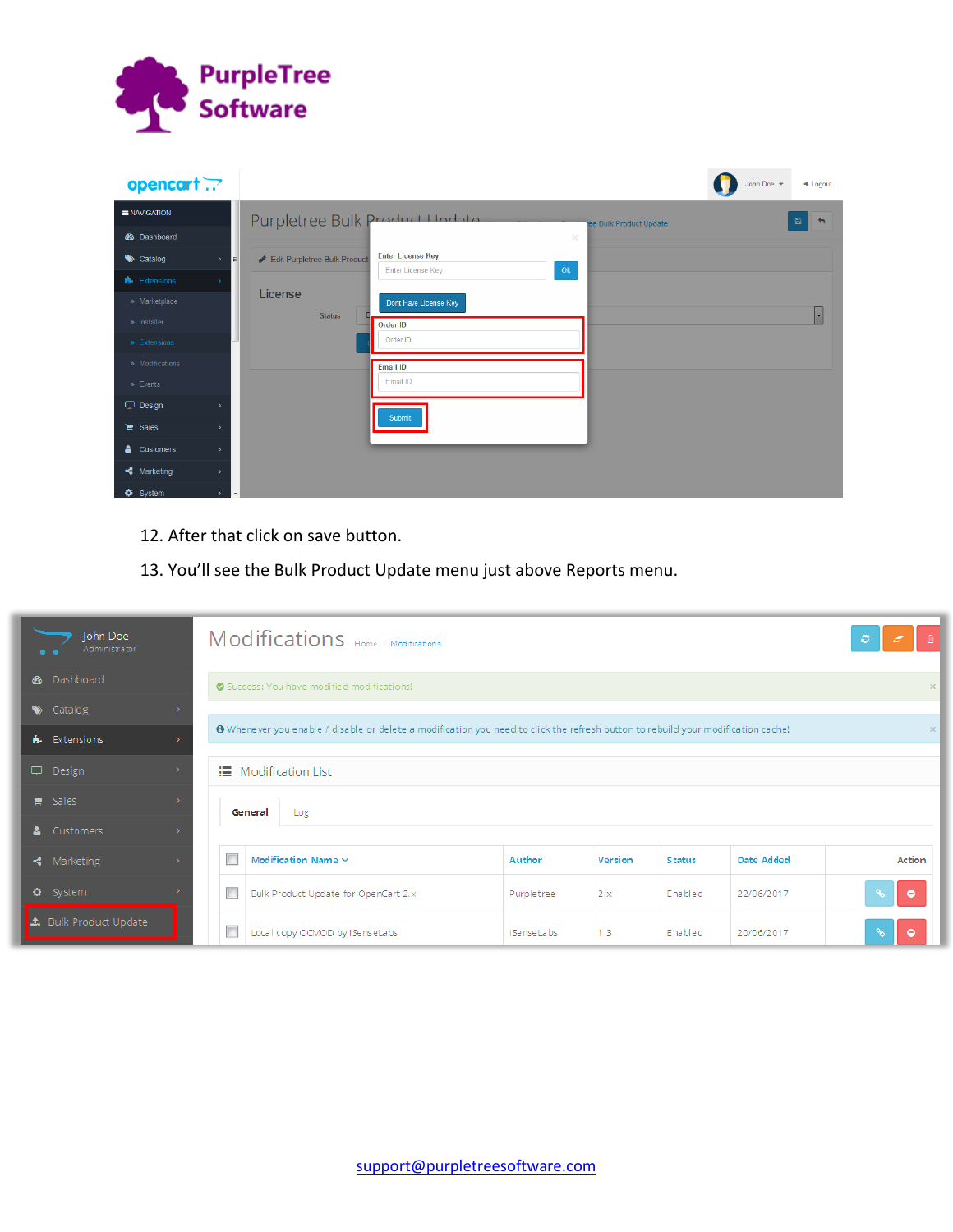12. After that click on save button.

13. You'll see the Bulk Product Update menu just above Reports menu.

support@purpletreesoftware.com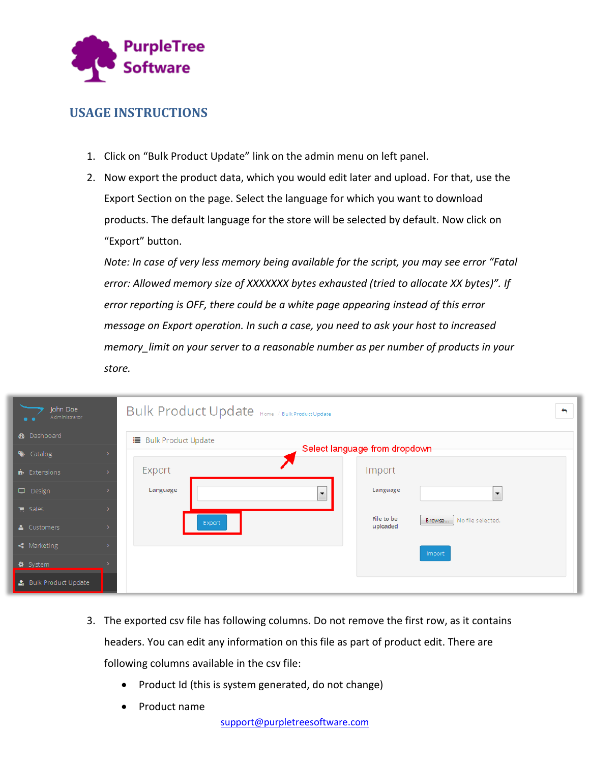## USAGE INSTRUCTIONS

1. Click on "Bulk Product Update" link on the admin menu on left panel.
2. Now export the product data, which you would edit later and upload. For that, use the Export Section on the page. Select the language for which you want to download products. The default language for the store will be selected by default. Now click on "Export" button.

   *Note: In case of very less memory being available for the script, you may see error "Fatal error: Allowed memory size of XXXXXXX bytes exhausted (tried to allocate XX bytes)". If error reporting is OFF, there could be a white page appearing instead of this error message on Export operation. In such a case, you need to ask your host to increased memory_limit on your server to a reasonable number as per number of products in your store.*

3. The exported csv file has following columns. Do not remove the first row, as it contains headers. You can edit any information on this file as part of product edit. There are following columns available in the csv file:
   - Product Id (this is system generated, do not change)
   - Product name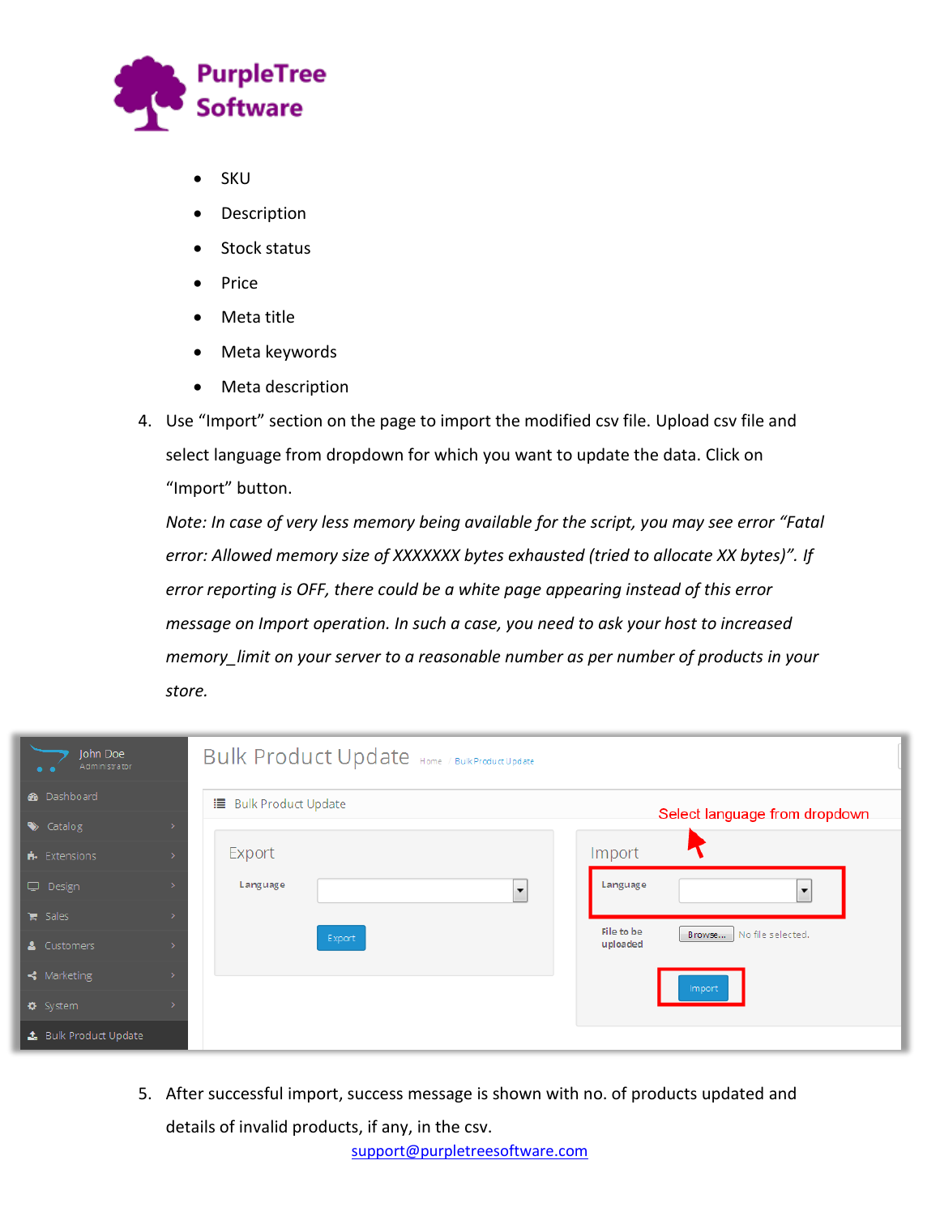- SKU
- Description
- Stock status
- Price
- Meta title
- Meta keywords
- Meta description

4. Use “Import” section on the page to import the modified csv file. Upload csv file and select language from dropdown for which you want to update the data. Click on “Import” button.

   *Note: In case of very less memory being available for the script, you may see error “Fatal error: Allowed memory size of XXXXXXX bytes exhausted (tried to allocate XX bytes)”. If error reporting is OFF, there could be a white page appearing instead of this error message on Import operation. In such a case, you need to ask your host to increased memory_limit on your server to a reasonable number as per number of products in your store.*

5. After successful import, success message is shown with no. of products updated and details of invalid products, if any, in the csv.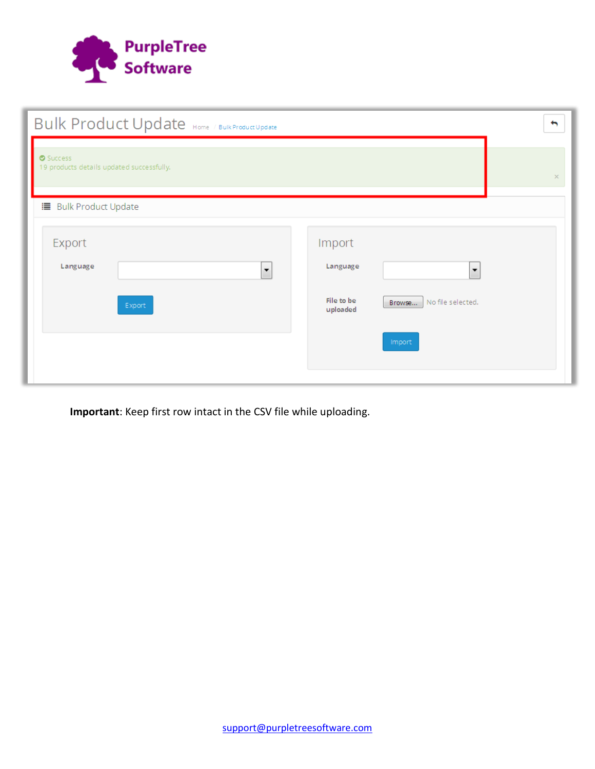Bulk Product Update   Home / Bulk Product Update

Success
19 products details updated successfully.

Bulk Product Update

Export

Language

Export

Import

Language

File to be uploaded   Browse... No file selected.

Import

**Important**: Keep first row intact in the CSV file while uploading.

support@purpletreesoftware.com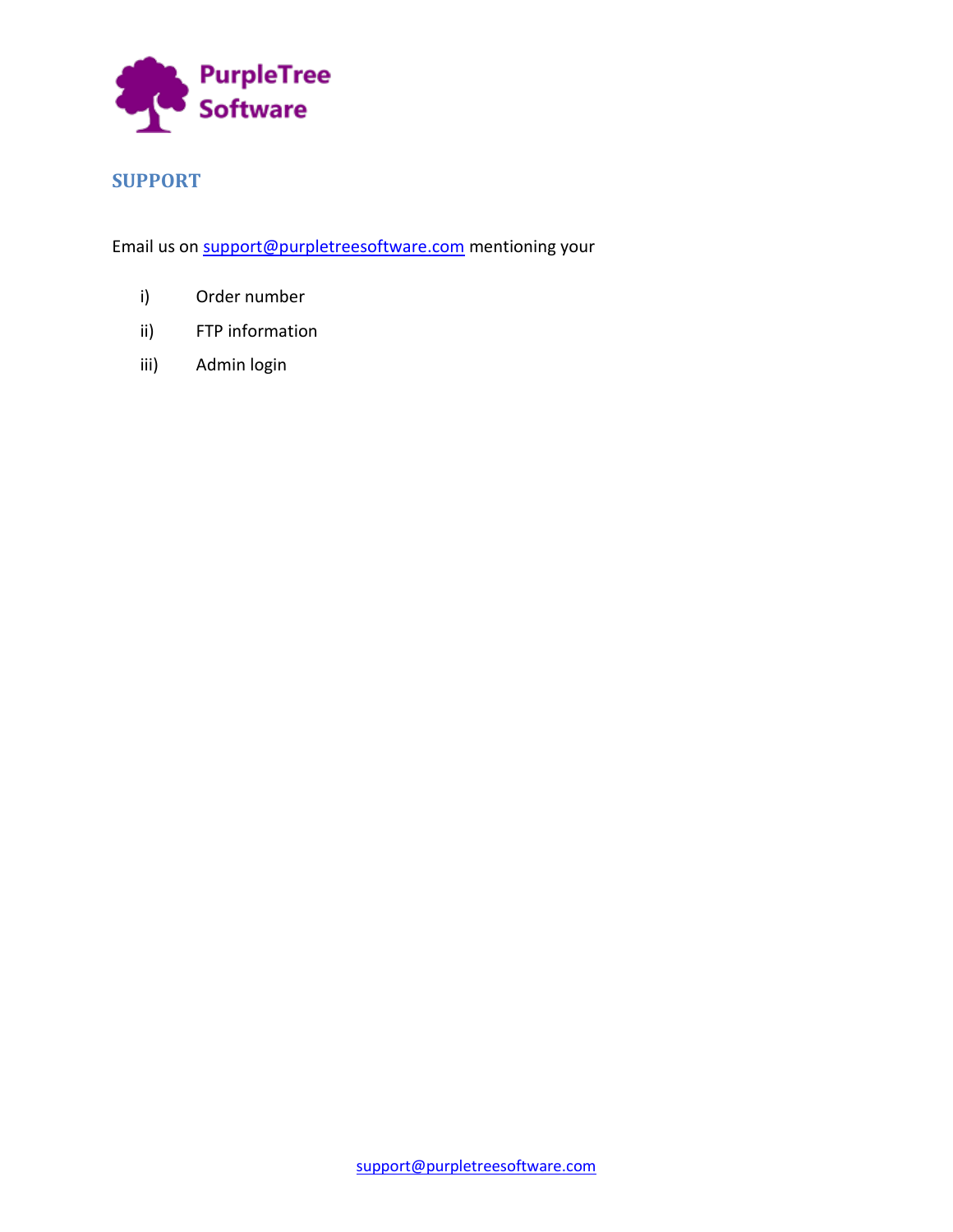PurpleTree Software

## SUPPORT

Email us on support@purpletreesoftware.com mentioning your

i) Order number

ii) FTP information

iii) Admin login